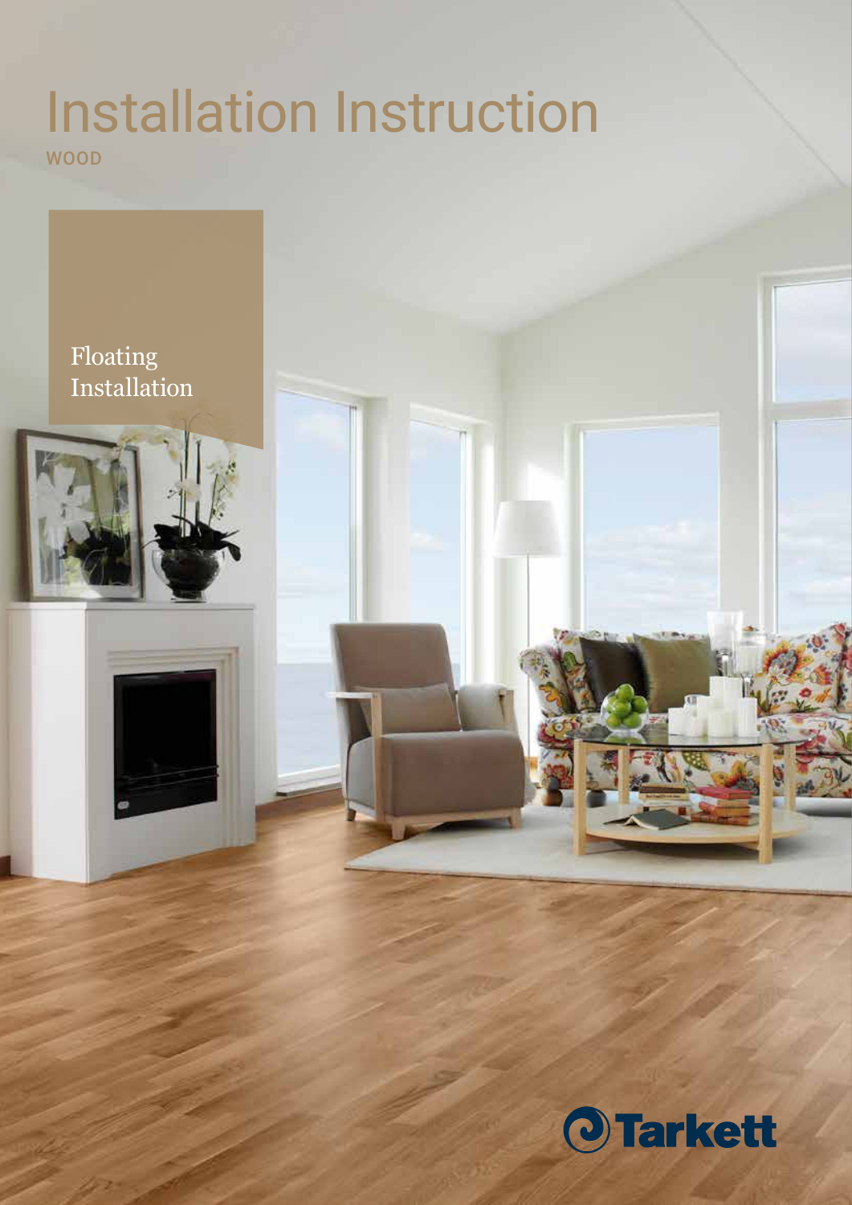# Installation Instruction

WOOD

Floating Installation

Tarkett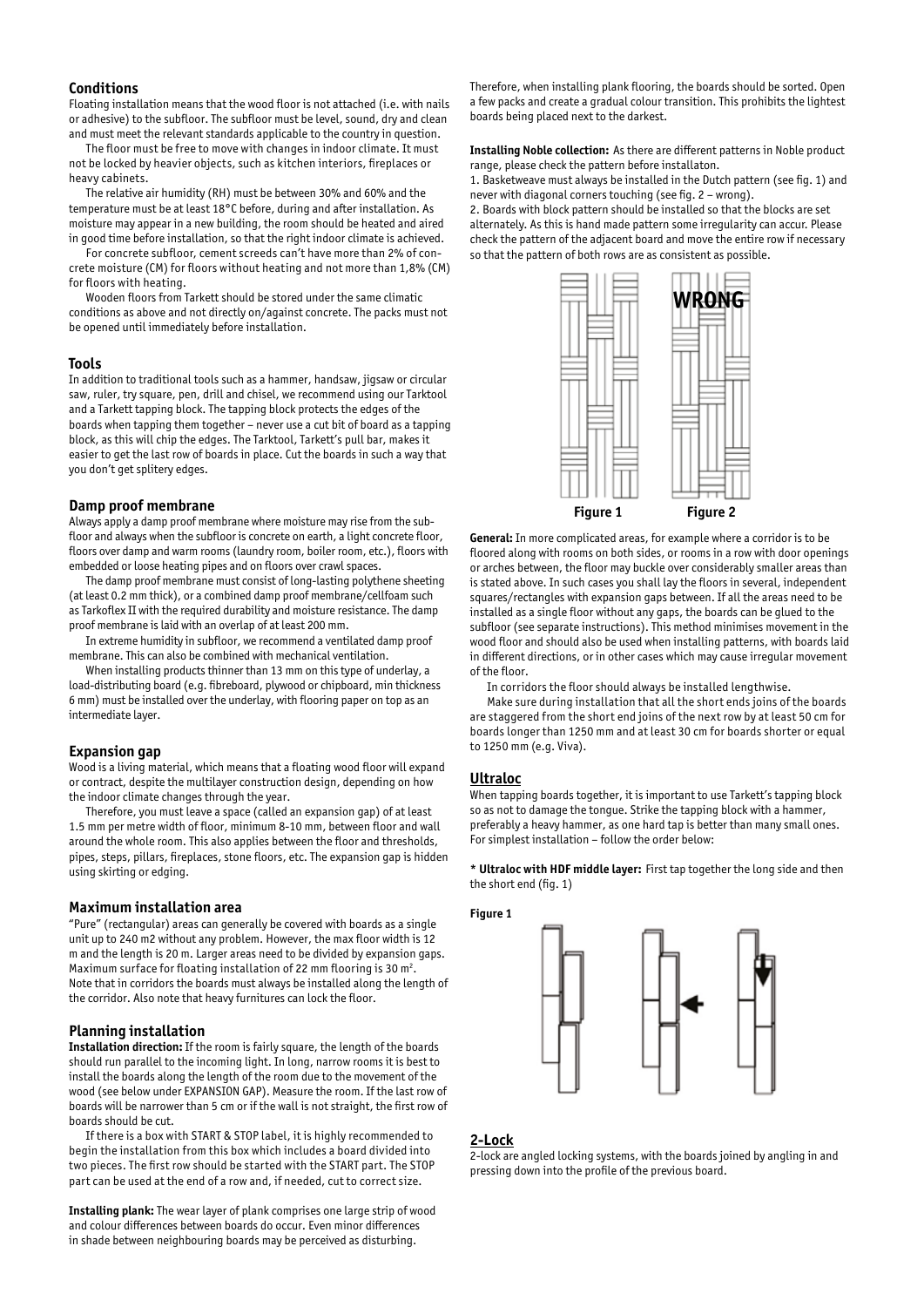## Conditions

Floating installation means that the wood floor is not attached (i.e. with nails or adhesive) to the subfloor. The subfloor must be level, sound, dry and clean and must meet the relevant standards applicable to the country in question.

The floor must be free to move with changes in indoor climate. It must not be locked by heavier objects, such as kitchen interiors, fireplaces or heavy cabinets.

The relative air humidity (RH) must be between 30% and 60% and the temperature must be at least 18°C before, during and after installation. As moisture may appear in a new building, the room should be heated and aired in good time before installation, so that the right indoor climate is achieved.

For concrete subfloor, cement screeds can't have more than 2% of concrete moisture (CM) for floors without heating and not more than 1,8% (CM) for floors with heating.

Wooden floors from Tarkett should be stored under the same climatic conditions as above and not directly on/against concrete. The packs must not be opened until immediately before installation.

## Tools

In addition to traditional tools such as a hammer, handsaw, jigsaw or circular saw, ruler, try square, pen, drill and chisel, we recommend using our Tarktool and a Tarkett tapping block. The tapping block protects the edges of the boards when tapping them together – never use a cut bit of board as a tapping block, as this will chip the edges. The Tarktool, Tarkett's pull bar, makes it easier to get the last row of boards in place. Cut the boards in such a way that you don't get splitery edges.

## Damp proof membrane

Always apply a damp proof membrane where moisture may rise from the subfloor and always when the subfloor is concrete on earth, a light concrete floor, floors over damp and warm rooms (laundry room, boiler room, etc.), floors with embedded or loose heating pipes and on floors over crawl spaces.

The damp proof membrane must consist of long-lasting polythene sheeting (at least 0.2 mm thick), or a combined damp proof membrane/cellfoam such as Tarkoflex II with the required durability and moisture resistance. The damp proof membrane is laid with an overlap of at least 200 mm.

In extreme humidity in subfloor, we recommend a ventilated damp proof membrane. This can also be combined with mechanical ventilation.

When installing products thinner than 13 mm on this type of underlay, a load-distributing board (e.g. fibreboard, plywood or chipboard, min thickness 6 mm) must be installed over the underlay, with flooring paper on top as an intermediate layer.

## Expansion gap

Wood is a living material, which means that a floating wood floor will expand or contract, despite the multilayer construction design, depending on how the indoor climate changes through the year.

Therefore, you must leave a space (called an expansion gap) of at least 1.5 mm per metre width of floor, minimum 8-10 mm, between floor and wall around the whole room. This also applies between the floor and thresholds, pipes, steps, pillars, fireplaces, stone floors, etc. The expansion gap is hidden using skirting or edging.

## Maximum installation area

"Pure" (rectangular) areas can generally be covered with boards as a single unit up to 240 m2 without any problem. However, the max floor width is 12 m and the length is 20 m. Larger areas need to be divided by expansion gaps. Maximum surface for floating installation of 22 mm flooring is 30 m$^2$. Note that in corridors the boards must always be installed along the length of the corridor. Also note that heavy furnitures can lock the floor.

## Planning installation

**Installation direction:** If the room is fairly square, the length of the boards should run parallel to the incoming light. In long, narrow rooms it is best to install the boards along the length of the room due to the movement of the wood (see below under EXPANSION GAP). Measure the room. If the last row of boards will be narrower than 5 cm or if the wall is not straight, the first row of boards should be cut.

If there is a box with START & STOP label, it is highly recommended to begin the installation from this box which includes a board divided into two pieces. The first row should be started with the START part. The STOP part can be used at the end of a row and, if needed, cut to correct size.

**Installing plank:** The wear layer of plank comprises one large strip of wood and colour differences between boards do occur. Even minor differences in shade between neighbouring boards may be perceived as disturbing.

Therefore, when installing plank flooring, the boards should be sorted. Open a few packs and create a gradual colour transition. This prohibits the lightest boards being placed next to the darkest.

**Installing Noble collection:** As there are different patterns in Noble product range, please check the pattern before installaton.

1. Basketweave must always be installed in the Dutch pattern (see fig. 1) and never with diagonal corners touching (see fig. 2 – wrong).
2. Boards with block pattern should be installed so that the blocks are set alternately. As this is hand made pattern some irregularity can accur. Please check the pattern of the adjacent board and move the entire row if necessary so that the pattern of both rows are as consistent as possible.

WRONG

Figure 1 Figure 2

**General:** In more complicated areas, for example where a corridor is to be floored along with rooms on both sides, or rooms in a row with door openings or arches between, the floor may buckle over considerably smaller areas than is stated above. In such cases you shall lay the floors in several, independent squares/rectangles with expansion gaps between. If all the areas need to be installed as a single floor without any gaps, the boards can be glued to the subfloor (see separate instructions). This method minimises movement in the wood floor and should also be used when installing patterns, with boards laid in different directions, or in other cases which may cause irregular movement of the floor.

In corridors the floor should always be installed lengthwise.

Make sure during installation that all the short ends joins of the boards are staggered from the short end joins of the next row by at least 50 cm for boards longer than 1250 mm and at least 30 cm for boards shorter or equal to 1250 mm (e.g. Viva).

## Ultraloc

When tapping boards together, it is important to use Tarkett's tapping block so as not to damage the tongue. Strike the tapping block with a hammer, preferably a heavy hammer, as one hard tap is better than many small ones. For simplest installation – follow the order below:

**\* Ultraloc with HDF middle layer:** First tap together the long side and then the short end (fig. 1)

**Figure 1**

## 2-Lock

2-lock are angled locking systems, with the boards joined by angling in and pressing down into the profile of the previous board.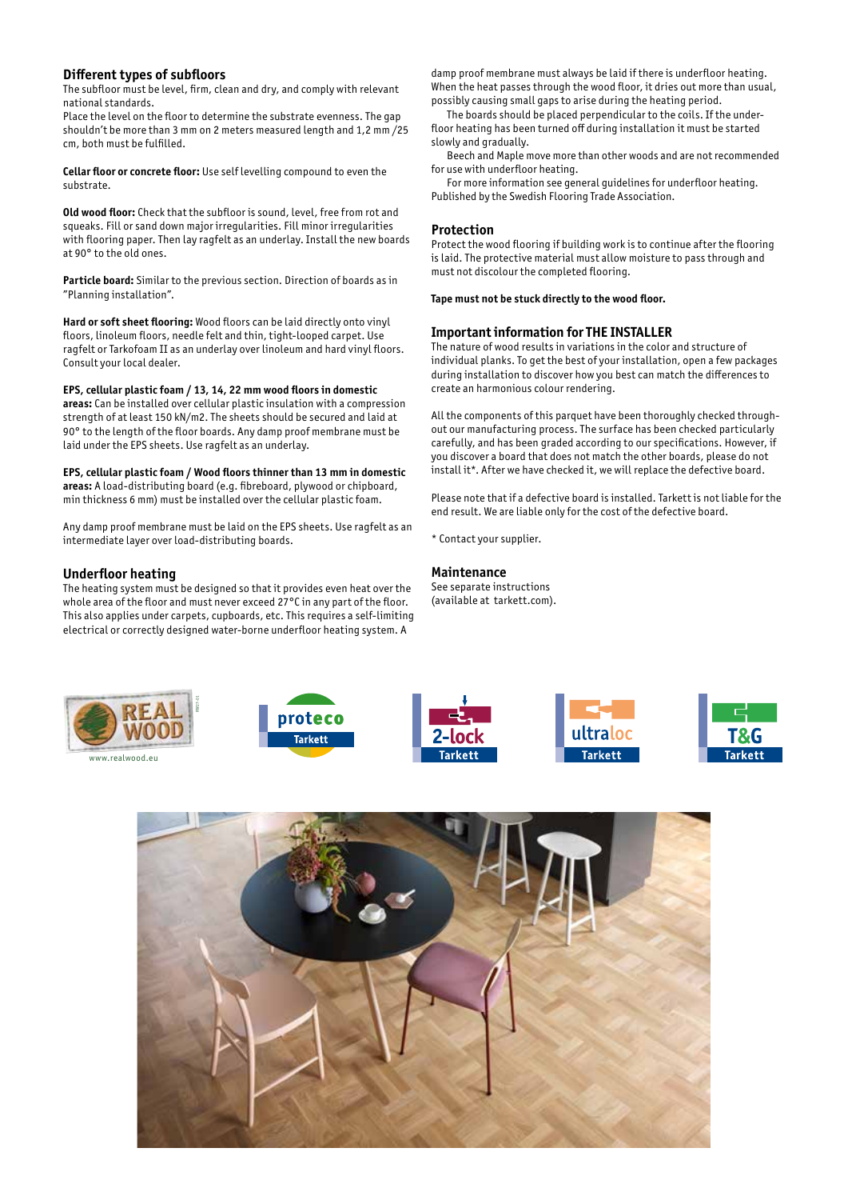## Different types of subfloors

The subfloor must be level, firm, clean and dry, and comply with relevant national standards.
Place the level on the floor to determine the substrate evenness. The gap shouldn't be more than 3 mm on 2 meters measured length and 1,2 mm /25 cm, both must be fulfilled.

**Cellar floor or concrete floor:** Use self levelling compound to even the substrate.

**Old wood floor:** Check that the subfloor is sound, level, free from rot and squeaks. Fill or sand down major irregularities. Fill minor irregularities with flooring paper. Then lay ragfelt as an underlay. Install the new boards at 90° to the old ones.

**Particle board:** Similar to the previous section. Direction of boards as in "Planning installation".

**Hard or soft sheet flooring:** Wood floors can be laid directly onto vinyl floors, linoleum floors, needle felt and thin, tight-looped carpet. Use ragfelt or Tarkofoam II as an underlay over linoleum and hard vinyl floors. Consult your local dealer.

**EPS, cellular plastic foam / 13, 14, 22 mm wood floors in domestic areas:** Can be installed over cellular plastic insulation with a compression strength of at least 150 kN/m2. The sheets should be secured and laid at 90° to the length of the floor boards. Any damp proof membrane must be laid under the EPS sheets. Use ragfelt as an underlay.

**EPS, cellular plastic foam / Wood floors thinner than 13 mm in domestic areas:** A load-distributing board (e.g. fibreboard, plywood or chipboard, min thickness 6 mm) must be installed over the cellular plastic foam.

Any damp proof membrane must be laid on the EPS sheets. Use ragfelt as an intermediate layer over load-distributing boards.

## Underfloor heating

The heating system must be designed so that it provides even heat over the whole area of the floor and must never exceed 27°C in any part of the floor. This also applies under carpets, cupboards, etc. This requires a self-limiting electrical or correctly designed water-borne underfloor heating system. A damp proof membrane must always be laid if there is underfloor heating. When the heat passes through the wood floor, it dries out more than usual, possibly causing small gaps to arise during the heating period.

The boards should be placed perpendicular to the coils. If the underfloor heating has been turned off during installation it must be started slowly and gradually.

Beech and Maple move more than other woods and are not recommended for use with underfloor heating.

For more information see general guidelines for underfloor heating. Published by the Swedish Flooring Trade Association.

## Protection

Protect the wood flooring if building work is to continue after the flooring is laid. The protective material must allow moisture to pass through and must not discolour the completed flooring.

**Tape must not be stuck directly to the wood floor.**

## Important information for THE INSTALLER

The nature of wood results in variations in the color and structure of individual planks. To get the best of your installation, open a few packages during installation to discover how you best can match the differences to create an harmonious colour rendering.

All the components of this parquet have been thoroughly checked throughout our manufacturing process. The surface has been checked particularly carefully, and has been graded according to our specifications. However, if you discover a board that does not match the other boards, please do not install it*. After we have checked it, we will replace the defective board.

Please note that if a defective board is installed. Tarkett is not liable for the end result. We are liable only for the cost of the defective board.

\* Contact your supplier.

## Maintenance

See separate instructions (available at tarkett.com).

REAL WOOD www.realwood.eu

proteco Tarkett

2-lock Tarkett

ultraloc Tarkett

T&G Tarkett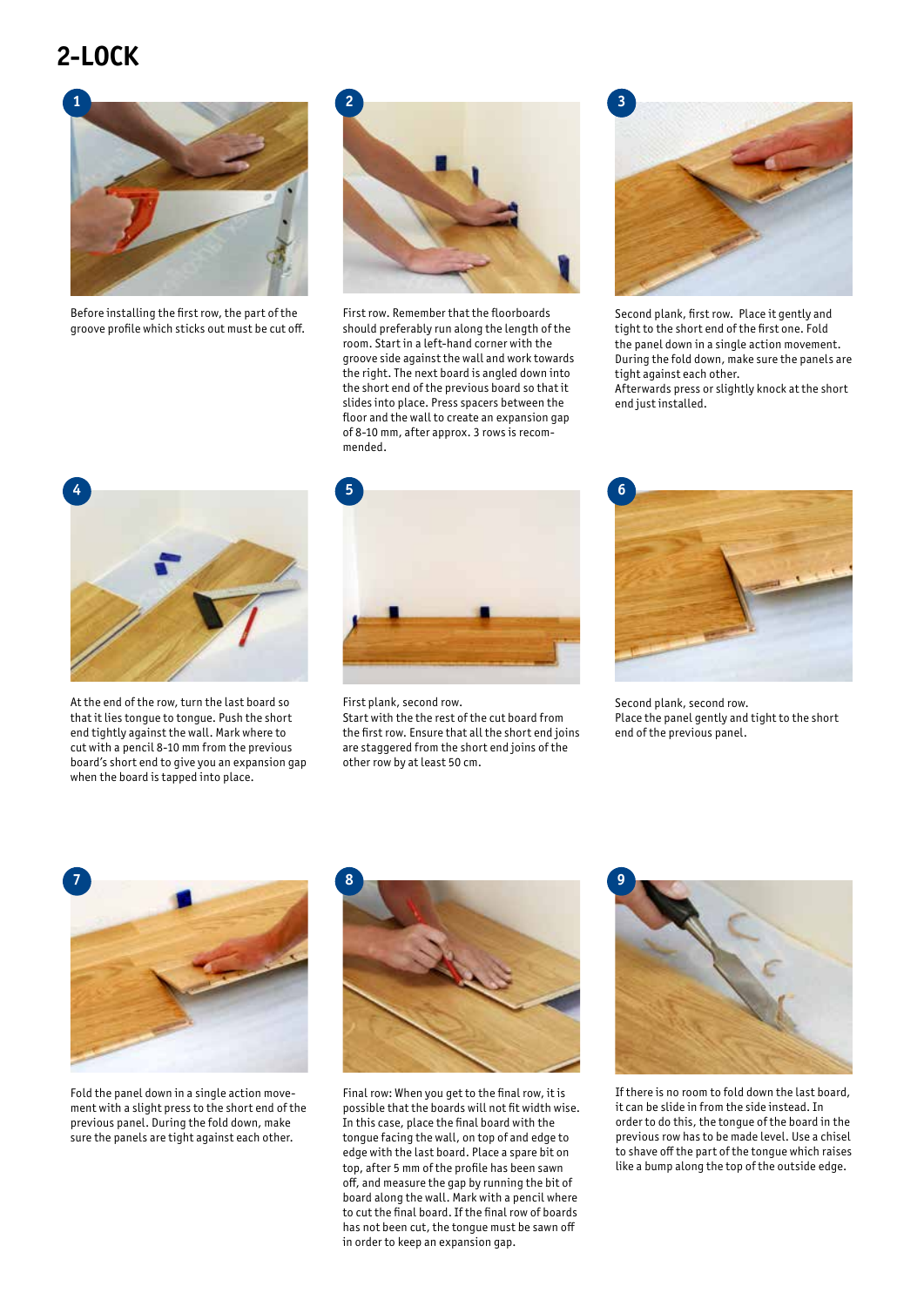## 2-LOCK

**1**

Before installing the first row, the part of the groove profile which sticks out must be cut off.

**2**

First row. Remember that the floorboards should preferably run along the length of the room. Start in a left-hand corner with the groove side against the wall and work towards the right. The next board is angled down into the short end of the previous board so that it slides into place. Press spacers between the floor and the wall to create an expansion gap of 8-10 mm, after approx. 3 rows is recommended.

**3**

Second plank, first row. Place it gently and tight to the short end of the first one. Fold the panel down in a single action movement. During the fold down, make sure the panels are tight against each other.
Afterwards press or slightly knock at the short end just installed.

**4**

At the end of the row, turn the last board so that it lies tongue to tongue. Push the short end tightly against the wall. Mark where to cut with a pencil 8-10 mm from the previous board's short end to give you an expansion gap when the board is tapped into place.

**5**

First plank, second row.
Start with the the rest of the cut board from the first row. Ensure that all the short end joins are staggered from the short end joins of the other row by at least 50 cm.

**6**

Second plank, second row.
Place the panel gently and tight to the short end of the previous panel.

**7**

Fold the panel down in a single action movement with a slight press to the short end of the previous panel. During the fold down, make sure the panels are tight against each other.

**8**

Final row: When you get to the final row, it is possible that the boards will not fit width wise. In this case, place the final board with the tongue facing the wall, on top of and edge to edge with the last board. Place a spare bit on top, after 5 mm of the profile has been sawn off, and measure the gap by running the bit of board along the wall. Mark with a pencil where to cut the final board. If the final row of boards has not been cut, the tongue must be sawn off in order to keep an expansion gap.

**9**

If there is no room to fold down the last board, it can be slide in from the side instead. In order to do this, the tongue of the board in the previous row has to be made level. Use a chisel to shave off the part of the tongue which raises like a bump along the top of the outside edge.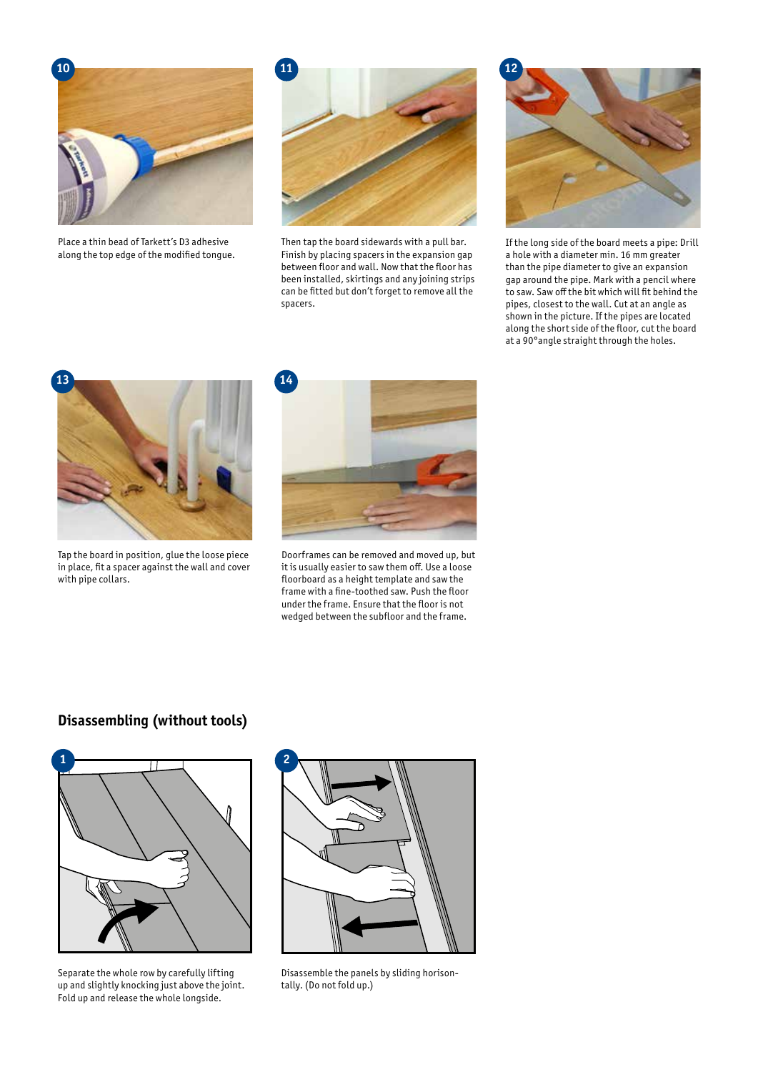**10**

Place a thin bead of Tarkett's D3 adhesive along the top edge of the modified tongue.

**11**

Then tap the board sidewards with a pull bar. Finish by placing spacers in the expansion gap between floor and wall. Now that the floor has been installed, skirtings and any joining strips can be fitted but don't forget to remove all the spacers.

**12**

If the long side of the board meets a pipe: Drill a hole with a diameter min. 16 mm greater than the pipe diameter to give an expansion gap around the pipe. Mark with a pencil where to saw. Saw off the bit which will fit behind the pipes, closest to the wall. Cut at an angle as shown in the picture. If the pipes are located along the short side of the floor, cut the board at a 90°angle straight through the holes.

**13**

Tap the board in position, glue the loose piece in place, fit a spacer against the wall and cover with pipe collars.

**14**

Doorframes can be removed and moved up, but it is usually easier to saw them off. Use a loose floorboard as a height template and saw the frame with a fine-toothed saw. Push the floor under the frame. Ensure that the floor is not wedged between the subfloor and the frame.

## Disassembling (without tools)

**1**

Separate the whole row by carefully lifting up and slightly knocking just above the joint. Fold up and release the whole longside.

**2**

Disassemble the panels by sliding horisontally. (Do not fold up.)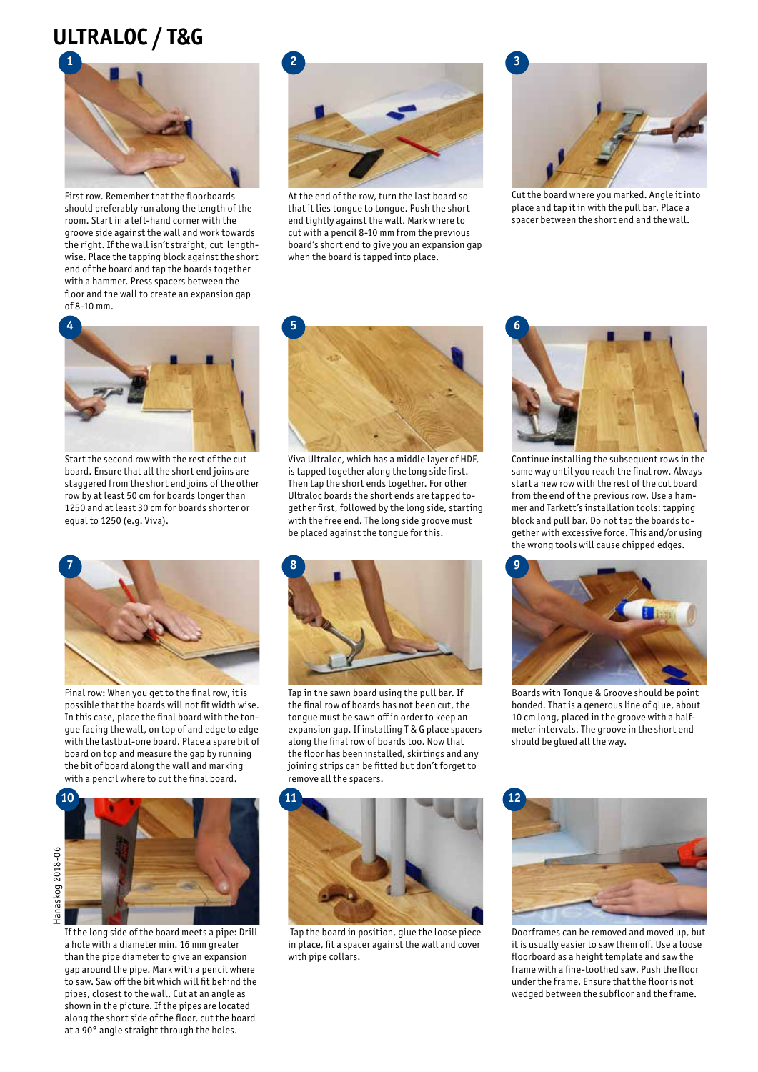# ULTRALOC / T&G

1

First row. Remember that the floorboards should preferably run along the length of the room. Start in a left-hand corner with the groove side against the wall and work towards the right. If the wall isn't straight, cut length-wise. Place the tapping block against the short end of the board and tap the boards together with a hammer. Press spacers between the floor and the wall to create an expansion gap of 8-10 mm.

2

At the end of the row, turn the last board so that it lies tongue to tongue. Push the short end tightly against the wall. Mark where to cut with a pencil 8-10 mm from the previous board's short end to give you an expansion gap when the board is tapped into place.

3

Cut the board where you marked. Angle it into place and tap it in with the pull bar. Place a spacer between the short end and the wall.

4

Start the second row with the rest of the cut board. Ensure that all the short end joins are staggered from the short end joins of the other row by at least 50 cm for boards longer than 1250 and at least 30 cm for boards shorter or equal to 1250 (e.g. Viva).

5

Viva Ultraloc, which has a middle layer of HDF, is tapped together along the long side first. Then tap the short ends together. For other Ultraloc boards the short ends are tapped together first, followed by the long side, starting with the free end. The long side groove must be placed against the tongue for this.

6

Continue installing the subsequent rows in the same way until you reach the final row. Always start a new row with the rest of the cut board from the end of the previous row. Use a hammer and Tarkett's installation tools: tapping block and pull bar. Do not tap the boards together with excessive force. This and/or using the wrong tools will cause chipped edges.

7

Final row: When you get to the final row, it is possible that the boards will not fit width wise. In this case, place the final board with the tongue facing the wall, on top of and edge to edge with the lastbut-one board. Place a spare bit of board on top and measure the gap by running the bit of board along the wall and marking with a pencil where to cut the final board.

8

Tap in the sawn board using the pull bar. If the final row of boards has not been cut, the tongue must be sawn off in order to keep an expansion gap. If installing T & G place spacers along the final row of boards too. Now that the floor has been installed, skirtings and any joining strips can be fitted but don't forget to remove all the spacers.

9

Boards with Tongue & Groove should be point bonded. That is a generous line of glue, about 10 cm long, placed in the groove with a half-meter intervals. The groove in the short end should be glued all the way.

10

If the long side of the board meets a pipe: Drill a hole with a diameter min. 16 mm greater than the pipe diameter to give an expansion gap around the pipe. Mark with a pencil where to saw. Saw off the bit which will fit behind the pipes, closest to the wall. Cut at an angle as shown in the picture. If the pipes are located along the short side of the floor, cut the board at a 90° angle straight through the holes.

11

Tap the board in position, glue the loose piece in place, fit a spacer against the wall and cover with pipe collars.

12

Doorframes can be removed and moved up, but it is usually easier to saw them off. Use a loose floorboard as a height template and saw the frame with a fine-toothed saw. Push the floor under the frame. Ensure that the floor is not wedged between the subfloor and the frame.

Hanaskog 2018-06